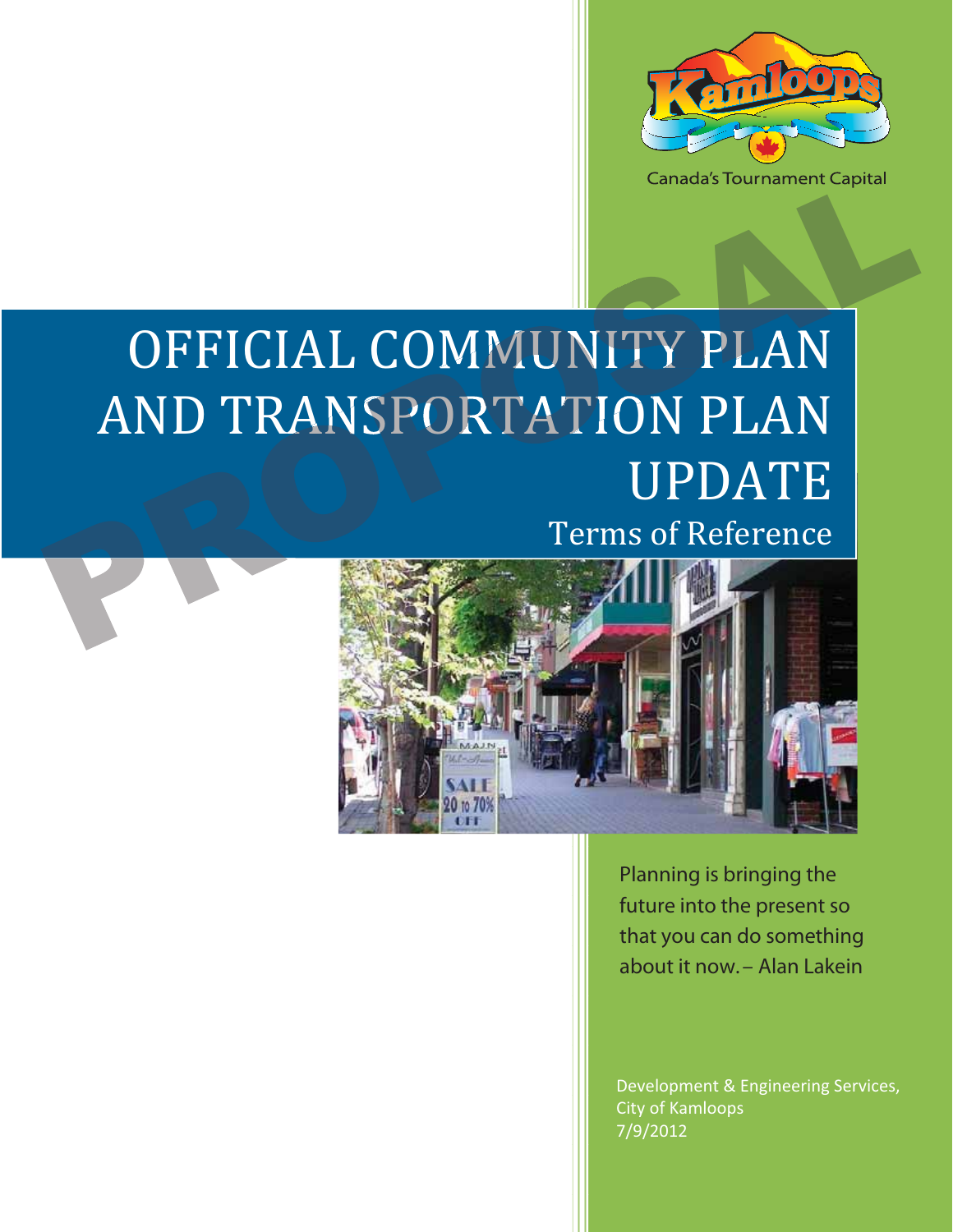Canada's Tournament Capital

PROPOSAL

# OFFICIAL COMMUNITY PLAN AND TRANSPORTATION PLAN UPDATE

## Terms of Reference

Planning is bringing the future into the present so that you can do something about it now. – Alan Lakein

Development & Engineering Services,
City of Kamloops
7/9/2012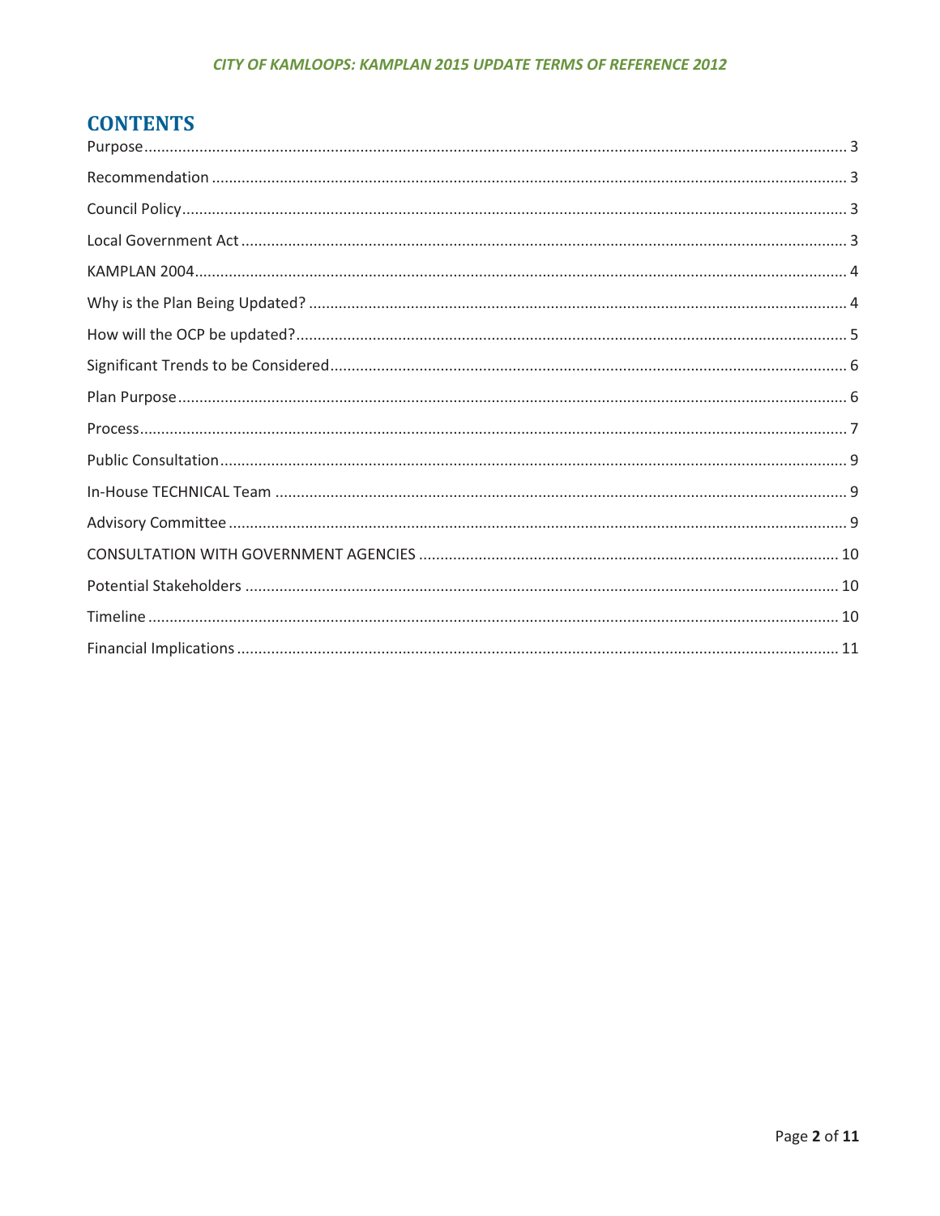# CONTENTS

| Section | Page |
|---|---|
| Purpose | 3 |
| Recommendation | 3 |
| Council Policy | 3 |
| Local Government Act | 3 |
| KAMPLAN 2004 | 4 |
| Why is the Plan Being Updated? | 4 |
| How will the OCP be updated? | 5 |
| Significant Trends to be Considered | 6 |
| Plan Purpose | 6 |
| Process | 7 |
| Public Consultation | 9 |
| In-House TECHNICAL Team | 9 |
| Advisory Committee | 9 |
| CONSULTATION WITH GOVERNMENT AGENCIES | 10 |
| Potential Stakeholders | 10 |
| Timeline | 10 |
| Financial Implications | 11 |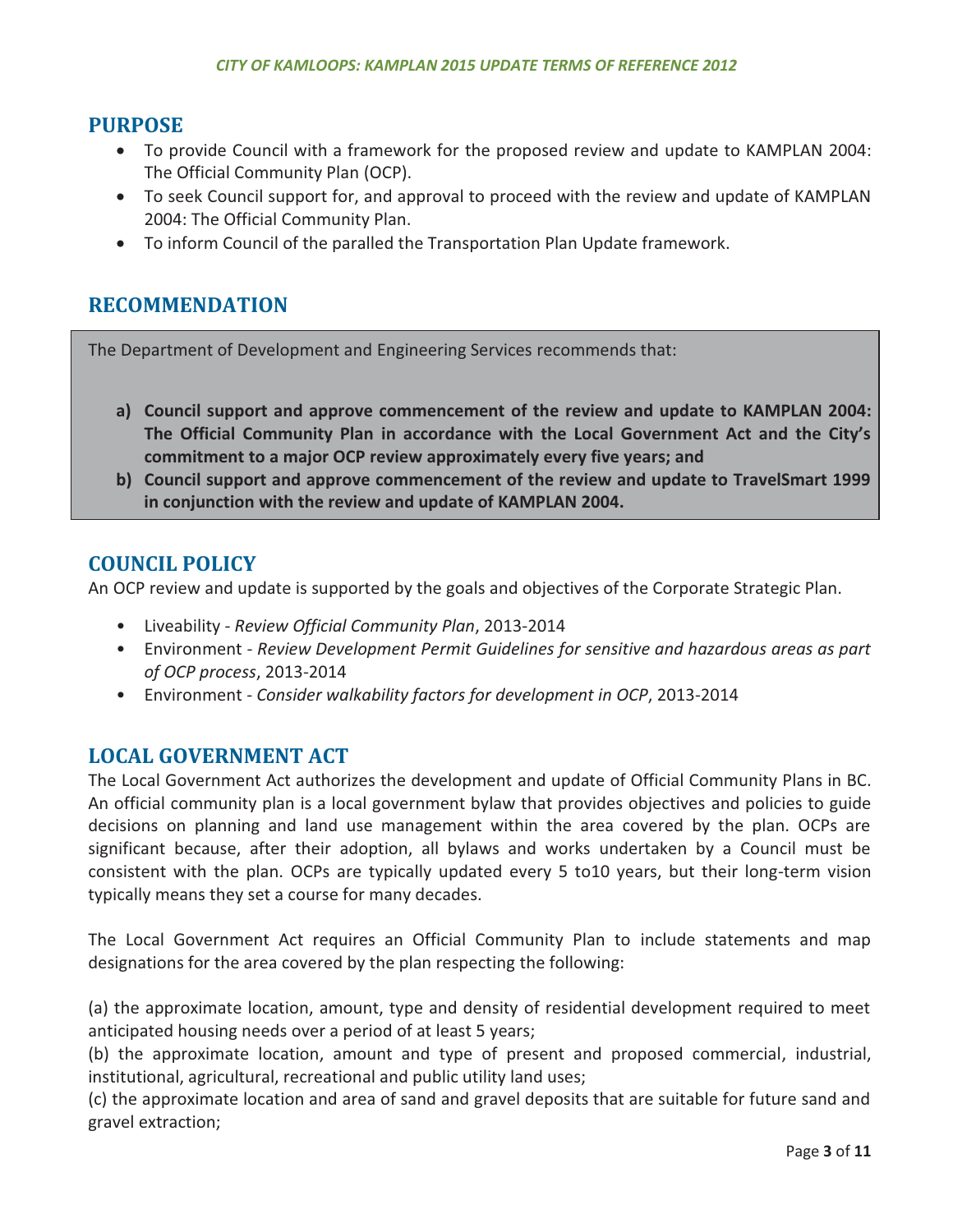## PURPOSE

- To provide Council with a framework for the proposed review and update to KAMPLAN 2004: The Official Community Plan (OCP).
- To seek Council support for, and approval to proceed with the review and update of KAMPLAN 2004: The Official Community Plan.
- To inform Council of the paralled the Transportation Plan Update framework.

## RECOMMENDATION

The Department of Development and Engineering Services recommends that:

a) **Council support and approve commencement of the review and update to KAMPLAN 2004: The Official Community Plan in accordance with the Local Government Act and the City's commitment to a major OCP review approximately every five years; and**

b) **Council support and approve commencement of the review and update to TravelSmart 1999 in conjunction with the review and update of KAMPLAN 2004.**

## COUNCIL POLICY

An OCP review and update is supported by the goals and objectives of the Corporate Strategic Plan.

- Liveability - *Review Official Community Plan*, 2013-2014
- Environment - *Review Development Permit Guidelines for sensitive and hazardous areas as part of OCP process*, 2013-2014
- Environment - *Consider walkability factors for development in OCP*, 2013-2014

## LOCAL GOVERNMENT ACT

The Local Government Act authorizes the development and update of Official Community Plans in BC. An official community plan is a local government bylaw that provides objectives and policies to guide decisions on planning and land use management within the area covered by the plan. OCPs are significant because, after their adoption, all bylaws and works undertaken by a Council must be consistent with the plan. OCPs are typically updated every 5 to10 years, but their long-term vision typically means they set a course for many decades.

The Local Government Act requires an Official Community Plan to include statements and map designations for the area covered by the plan respecting the following:

(a) the approximate location, amount, type and density of residential development required to meet anticipated housing needs over a period of at least 5 years;
(b) the approximate location, amount and type of present and proposed commercial, industrial, institutional, agricultural, recreational and public utility land uses;
(c) the approximate location and area of sand and gravel deposits that are suitable for future sand and gravel extraction;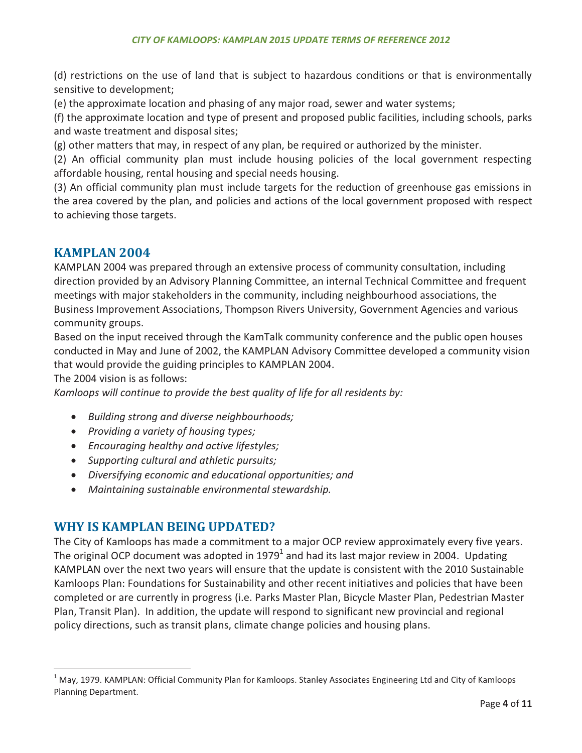(d) restrictions on the use of land that is subject to hazardous conditions or that is environmentally sensitive to development;

(e) the approximate location and phasing of any major road, sewer and water systems;

(f) the approximate location and type of present and proposed public facilities, including schools, parks and waste treatment and disposal sites;

(g) other matters that may, in respect of any plan, be required or authorized by the minister.

(2) An official community plan must include housing policies of the local government respecting affordable housing, rental housing and special needs housing.

(3) An official community plan must include targets for the reduction of greenhouse gas emissions in the area covered by the plan, and policies and actions of the local government proposed with respect to achieving those targets.

## KAMPLAN 2004

KAMPLAN 2004 was prepared through an extensive process of community consultation, including direction provided by an Advisory Planning Committee, an internal Technical Committee and frequent meetings with major stakeholders in the community, including neighbourhood associations, the Business Improvement Associations, Thompson Rivers University, Government Agencies and various community groups.

Based on the input received through the KamTalk community conference and the public open houses conducted in May and June of 2002, the KAMPLAN Advisory Committee developed a community vision that would provide the guiding principles to KAMPLAN 2004.

The 2004 vision is as follows:

*Kamloops will continue to provide the best quality of life for all residents by:*

- *Building strong and diverse neighbourhoods;*
- *Providing a variety of housing types;*
- *Encouraging healthy and active lifestyles;*
- *Supporting cultural and athletic pursuits;*
- *Diversifying economic and educational opportunities; and*
- *Maintaining sustainable environmental stewardship.*

## WHY IS KAMPLAN BEING UPDATED?

The City of Kamloops has made a commitment to a major OCP review approximately every five years. The original OCP document was adopted in 1979[1] and had its last major review in 2004. Updating KAMPLAN over the next two years will ensure that the update is consistent with the 2010 Sustainable Kamloops Plan: Foundations for Sustainability and other recent initiatives and policies that have been completed or are currently in progress (i.e. Parks Master Plan, Bicycle Master Plan, Pedestrian Master Plan, Transit Plan). In addition, the update will respond to significant new provincial and regional policy directions, such as transit plans, climate change policies and housing plans.

[1] May, 1979. KAMPLAN: Official Community Plan for Kamloops. Stanley Associates Engineering Ltd and City of Kamloops Planning Department.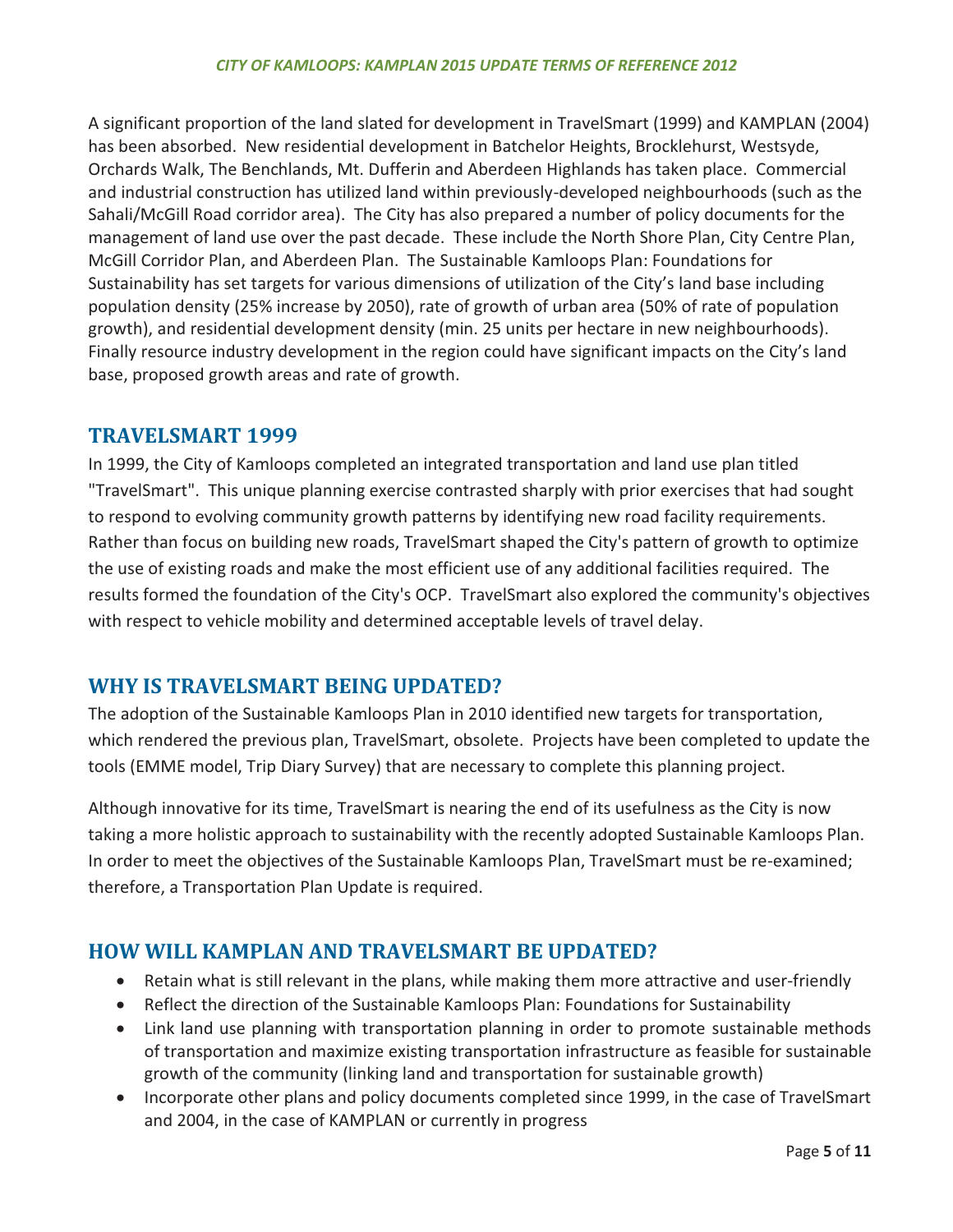A significant proportion of the land slated for development in TravelSmart (1999) and KAMPLAN (2004) has been absorbed. New residential development in Batchelor Heights, Brocklehurst, Westsyde, Orchards Walk, The Benchlands, Mt. Dufferin and Aberdeen Highlands has taken place. Commercial and industrial construction has utilized land within previously-developed neighbourhoods (such as the Sahali/McGill Road corridor area). The City has also prepared a number of policy documents for the management of land use over the past decade. These include the North Shore Plan, City Centre Plan, McGill Corridor Plan, and Aberdeen Plan. The Sustainable Kamloops Plan: Foundations for Sustainability has set targets for various dimensions of utilization of the City's land base including population density (25% increase by 2050), rate of growth of urban area (50% of rate of population growth), and residential development density (min. 25 units per hectare in new neighbourhoods). Finally resource industry development in the region could have significant impacts on the City's land base, proposed growth areas and rate of growth.

## TRAVELSMART 1999

In 1999, the City of Kamloops completed an integrated transportation and land use plan titled "TravelSmart". This unique planning exercise contrasted sharply with prior exercises that had sought to respond to evolving community growth patterns by identifying new road facility requirements. Rather than focus on building new roads, TravelSmart shaped the City's pattern of growth to optimize the use of existing roads and make the most efficient use of any additional facilities required. The results formed the foundation of the City's OCP. TravelSmart also explored the community's objectives with respect to vehicle mobility and determined acceptable levels of travel delay.

## WHY IS TRAVELSMART BEING UPDATED?

The adoption of the Sustainable Kamloops Plan in 2010 identified new targets for transportation, which rendered the previous plan, TravelSmart, obsolete. Projects have been completed to update the tools (EMME model, Trip Diary Survey) that are necessary to complete this planning project.

Although innovative for its time, TravelSmart is nearing the end of its usefulness as the City is now taking a more holistic approach to sustainability with the recently adopted Sustainable Kamloops Plan. In order to meet the objectives of the Sustainable Kamloops Plan, TravelSmart must be re-examined; therefore, a Transportation Plan Update is required.

## HOW WILL KAMPLAN AND TRAVELSMART BE UPDATED?

- Retain what is still relevant in the plans, while making them more attractive and user-friendly
- Reflect the direction of the Sustainable Kamloops Plan: Foundations for Sustainability
- Link land use planning with transportation planning in order to promote sustainable methods of transportation and maximize existing transportation infrastructure as feasible for sustainable growth of the community (linking land and transportation for sustainable growth)
- Incorporate other plans and policy documents completed since 1999, in the case of TravelSmart and 2004, in the case of KAMPLAN or currently in progress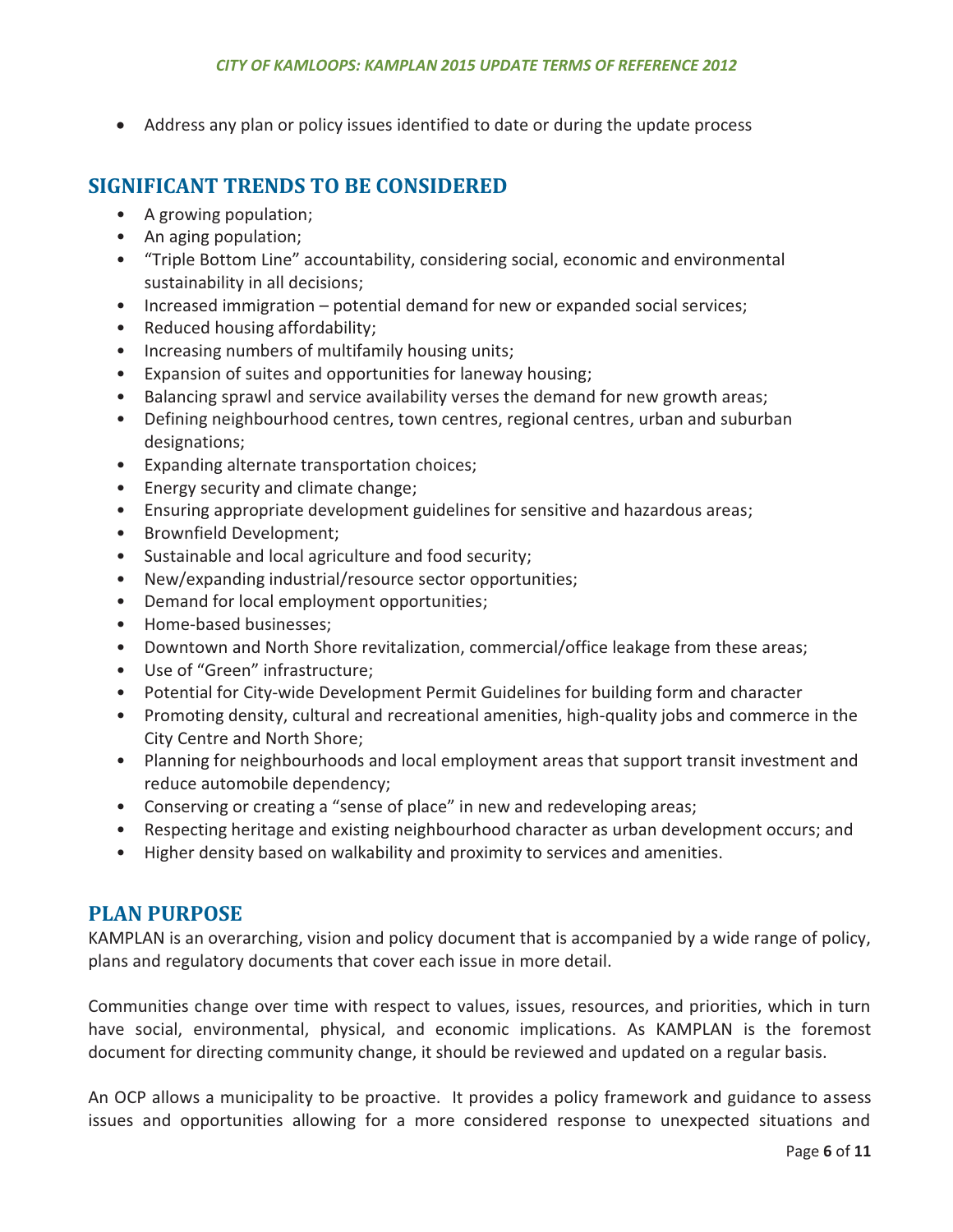- Address any plan or policy issues identified to date or during the update process

## SIGNIFICANT TRENDS TO BE CONSIDERED

- A growing population;
- An aging population;
- "Triple Bottom Line" accountability, considering social, economic and environmental sustainability in all decisions;
- Increased immigration – potential demand for new or expanded social services;
- Reduced housing affordability;
- Increasing numbers of multifamily housing units;
- Expansion of suites and opportunities for laneway housing;
- Balancing sprawl and service availability verses the demand for new growth areas;
- Defining neighbourhood centres, town centres, regional centres, urban and suburban designations;
- Expanding alternate transportation choices;
- Energy security and climate change;
- Ensuring appropriate development guidelines for sensitive and hazardous areas;
- Brownfield Development;
- Sustainable and local agriculture and food security;
- New/expanding industrial/resource sector opportunities;
- Demand for local employment opportunities;
- Home-based businesses;
- Downtown and North Shore revitalization, commercial/office leakage from these areas;
- Use of "Green" infrastructure;
- Potential for City-wide Development Permit Guidelines for building form and character
- Promoting density, cultural and recreational amenities, high-quality jobs and commerce in the City Centre and North Shore;
- Planning for neighbourhoods and local employment areas that support transit investment and reduce automobile dependency;
- Conserving or creating a "sense of place" in new and redeveloping areas;
- Respecting heritage and existing neighbourhood character as urban development occurs; and
- Higher density based on walkability and proximity to services and amenities.

## PLAN PURPOSE

KAMPLAN is an overarching, vision and policy document that is accompanied by a wide range of policy, plans and regulatory documents that cover each issue in more detail.

Communities change over time with respect to values, issues, resources, and priorities, which in turn have social, environmental, physical, and economic implications. As KAMPLAN is the foremost document for directing community change, it should be reviewed and updated on a regular basis.

An OCP allows a municipality to be proactive. It provides a policy framework and guidance to assess issues and opportunities allowing for a more considered response to unexpected situations and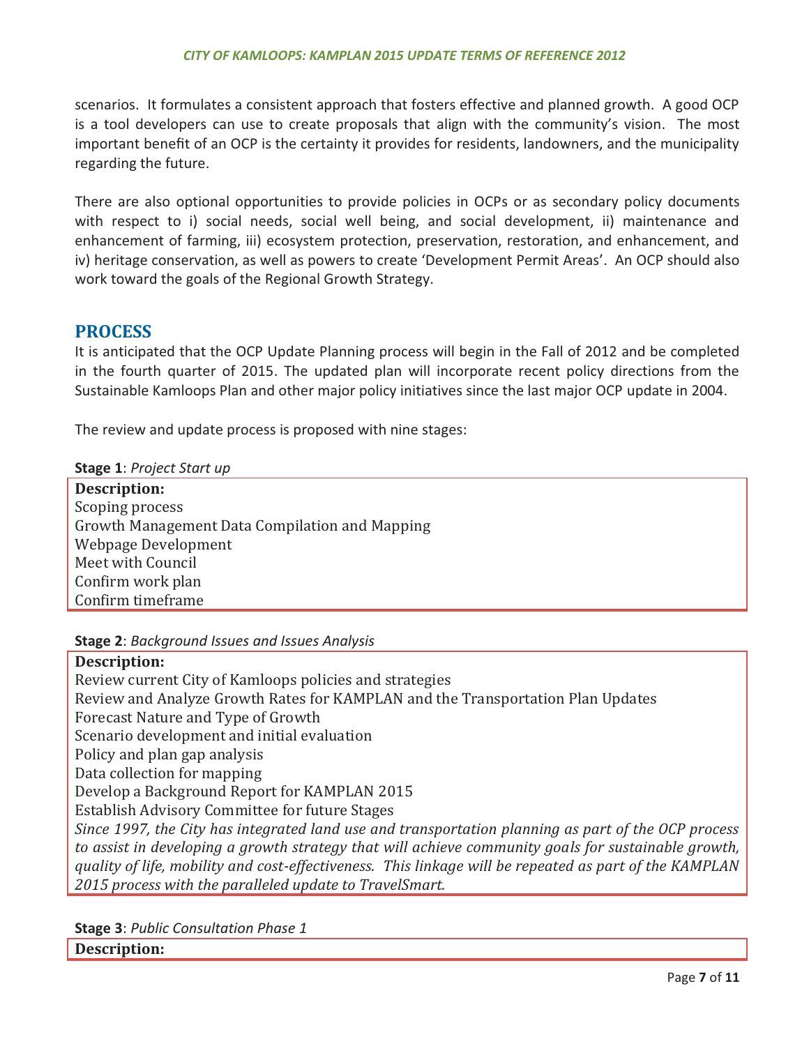scenarios. It formulates a consistent approach that fosters effective and planned growth. A good OCP is a tool developers can use to create proposals that align with the community's vision. The most important benefit of an OCP is the certainty it provides for residents, landowners, and the municipality regarding the future.

There are also optional opportunities to provide policies in OCPs or as secondary policy documents with respect to i) social needs, social well being, and social development, ii) maintenance and enhancement of farming, iii) ecosystem protection, preservation, restoration, and enhancement, and iv) heritage conservation, as well as powers to create 'Development Permit Areas'. An OCP should also work toward the goals of the Regional Growth Strategy.

## PROCESS

It is anticipated that the OCP Update Planning process will begin in the Fall of 2012 and be completed in the fourth quarter of 2015. The updated plan will incorporate recent policy directions from the Sustainable Kamloops Plan and other major policy initiatives since the last major OCP update in 2004.

The review and update process is proposed with nine stages:

**Stage 1**: *Project Start up*

**Description:**
Scoping process
Growth Management Data Compilation and Mapping
Webpage Development
Meet with Council
Confirm work plan
Confirm timeframe

**Stage 2**: *Background Issues and Issues Analysis*

**Description:**
Review current City of Kamloops policies and strategies
Review and Analyze Growth Rates for KAMPLAN and the Transportation Plan Updates
Forecast Nature and Type of Growth
Scenario development and initial evaluation
Policy and plan gap analysis
Data collection for mapping
Develop a Background Report for KAMPLAN 2015
Establish Advisory Committee for future Stages
*Since 1997, the City has integrated land use and transportation planning as part of the OCP process to assist in developing a growth strategy that will achieve community goals for sustainable growth, quality of life, mobility and cost-effectiveness. This linkage will be repeated as part of the KAMPLAN 2015 process with the paralleled update to TravelSmart.*

**Stage 3**: *Public Consultation Phase 1*

**Description:**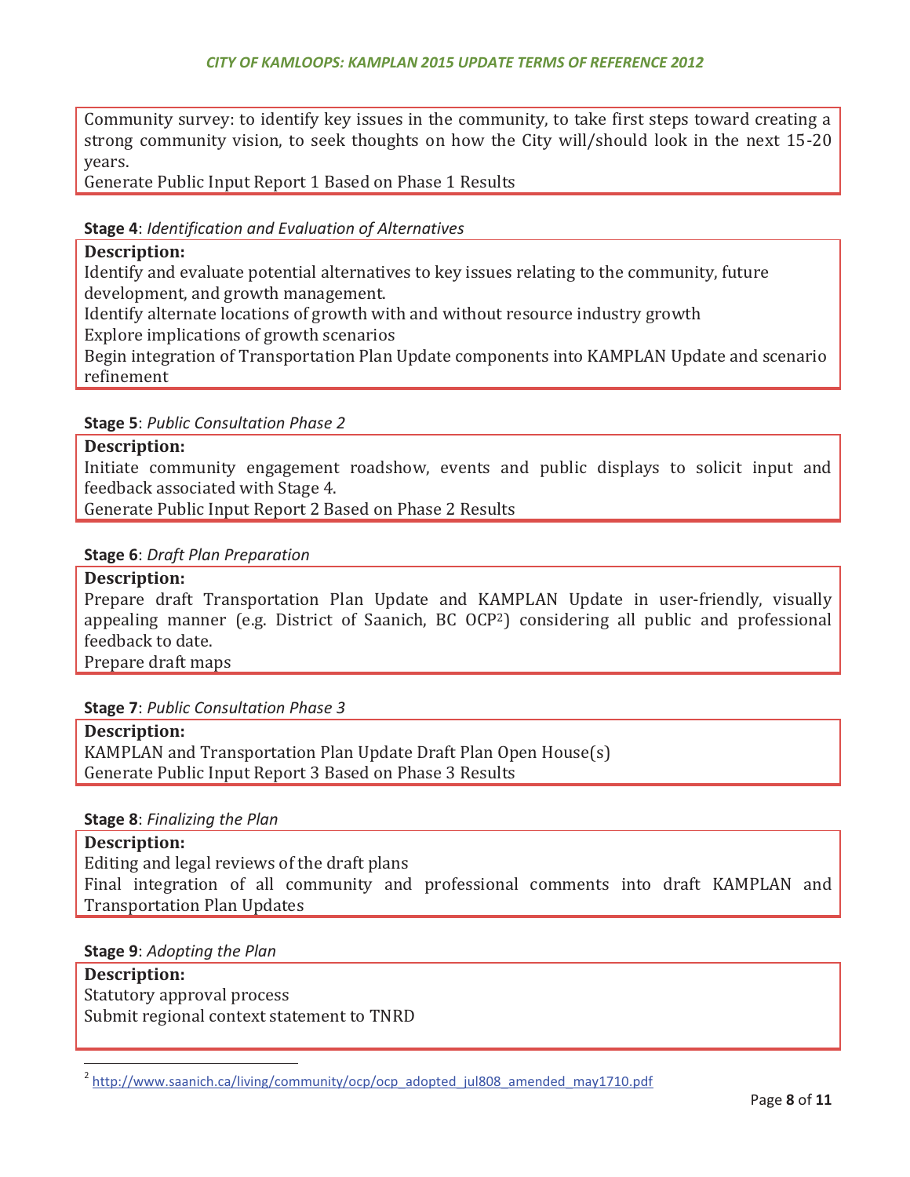Community survey: to identify key issues in the community, to take first steps toward creating a strong community vision, to seek thoughts on how the City will/should look in the next 15-20 years.
Generate Public Input Report 1 Based on Phase 1 Results

**Stage 4**: *Identification and Evaluation of Alternatives*

**Description:**
Identify and evaluate potential alternatives to key issues relating to the community, future development, and growth management.
Identify alternate locations of growth with and without resource industry growth
Explore implications of growth scenarios
Begin integration of Transportation Plan Update components into KAMPLAN Update and scenario refinement

**Stage 5**: *Public Consultation Phase 2*

**Description:**
Initiate community engagement roadshow, events and public displays to solicit input and feedback associated with Stage 4.
Generate Public Input Report 2 Based on Phase 2 Results

**Stage 6**: *Draft Plan Preparation*

**Description:**
Prepare draft Transportation Plan Update and KAMPLAN Update in user-friendly, visually appealing manner (e.g. District of Saanich, BC OCP[2]) considering all public and professional feedback to date.
Prepare draft maps

**Stage 7**: *Public Consultation Phase 3*

**Description:**
KAMPLAN and Transportation Plan Update Draft Plan Open House(s)
Generate Public Input Report 3 Based on Phase 3 Results

**Stage 8**: *Finalizing the Plan*

**Description:**
Editing and legal reviews of the draft plans
Final integration of all community and professional comments into draft KAMPLAN and Transportation Plan Updates

**Stage 9**: *Adopting the Plan*

**Description:**
Statutory approval process
Submit regional context statement to TNRD

---

[2] http://www.saanich.ca/living/community/ocp/ocp_adopted_jul808_amended_may1710.pdf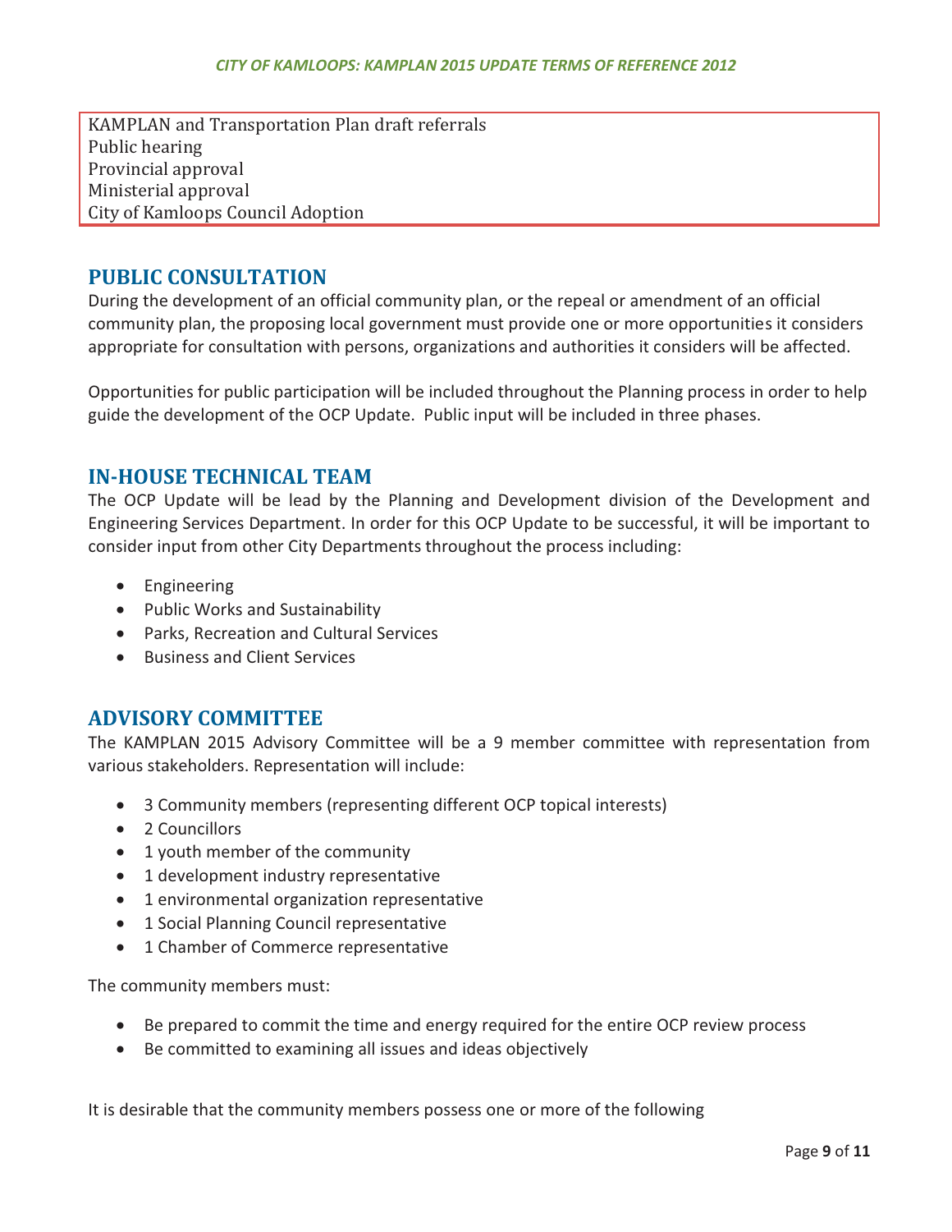KAMPLAN and Transportation Plan draft referrals
Public hearing
Provincial approval
Ministerial approval
City of Kamloops Council Adoption

## PUBLIC CONSULTATION

During the development of an official community plan, or the repeal or amendment of an official community plan, the proposing local government must provide one or more opportunities it considers appropriate for consultation with persons, organizations and authorities it considers will be affected.

Opportunities for public participation will be included throughout the Planning process in order to help guide the development of the OCP Update. Public input will be included in three phases.

## IN-HOUSE TECHNICAL TEAM

The OCP Update will be lead by the Planning and Development division of the Development and Engineering Services Department. In order for this OCP Update to be successful, it will be important to consider input from other City Departments throughout the process including:

- Engineering
- Public Works and Sustainability
- Parks, Recreation and Cultural Services
- Business and Client Services

## ADVISORY COMMITTEE

The KAMPLAN 2015 Advisory Committee will be a 9 member committee with representation from various stakeholders. Representation will include:

- 3 Community members (representing different OCP topical interests)
- 2 Councillors
- 1 youth member of the community
- 1 development industry representative
- 1 environmental organization representative
- 1 Social Planning Council representative
- 1 Chamber of Commerce representative

The community members must:

- Be prepared to commit the time and energy required for the entire OCP review process
- Be committed to examining all issues and ideas objectively

It is desirable that the community members possess one or more of the following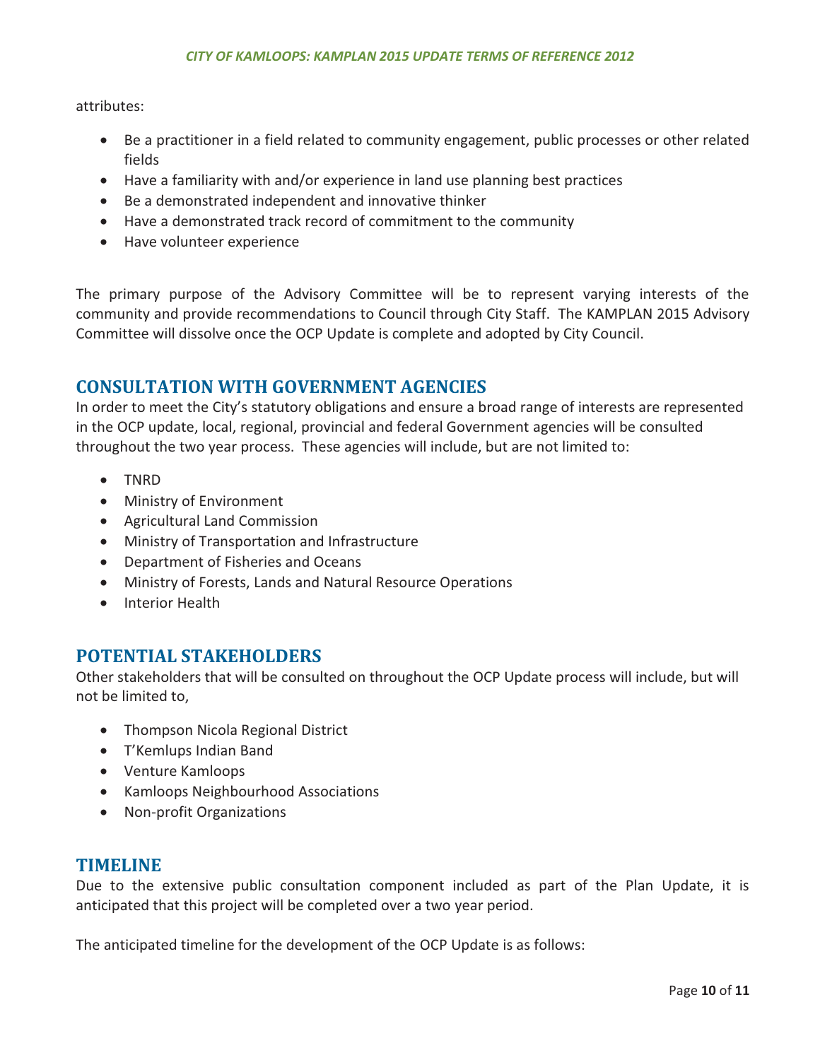attributes:

- Be a practitioner in a field related to community engagement, public processes or other related fields
- Have a familiarity with and/or experience in land use planning best practices
- Be a demonstrated independent and innovative thinker
- Have a demonstrated track record of commitment to the community
- Have volunteer experience

The primary purpose of the Advisory Committee will be to represent varying interests of the community and provide recommendations to Council through City Staff. The KAMPLAN 2015 Advisory Committee will dissolve once the OCP Update is complete and adopted by City Council.

## CONSULTATION WITH GOVERNMENT AGENCIES

In order to meet the City's statutory obligations and ensure a broad range of interests are represented in the OCP update, local, regional, provincial and federal Government agencies will be consulted throughout the two year process. These agencies will include, but are not limited to:

- TNRD
- Ministry of Environment
- Agricultural Land Commission
- Ministry of Transportation and Infrastructure
- Department of Fisheries and Oceans
- Ministry of Forests, Lands and Natural Resource Operations
- Interior Health

## POTENTIAL STAKEHOLDERS

Other stakeholders that will be consulted on throughout the OCP Update process will include, but will not be limited to,

- Thompson Nicola Regional District
- T'Kemlups Indian Band
- Venture Kamloops
- Kamloops Neighbourhood Associations
- Non-profit Organizations

## TIMELINE

Due to the extensive public consultation component included as part of the Plan Update, it is anticipated that this project will be completed over a two year period.

The anticipated timeline for the development of the OCP Update is as follows: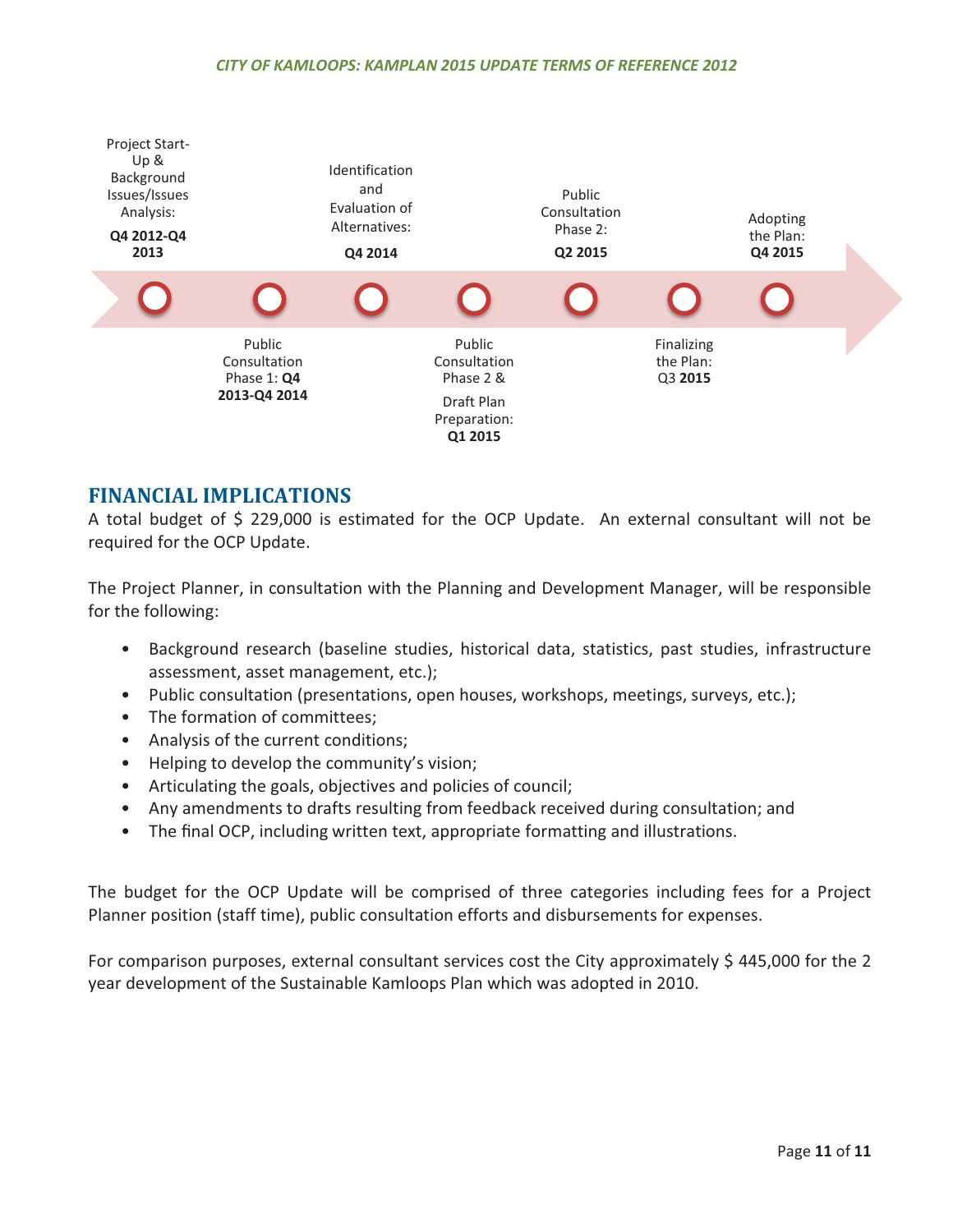Project Start-Up & Background Issues/Issues Analysis: **Q4 2012-Q4 2013**

Public Consultation Phase 1: **Q4 2013-Q4 2014**

Identification and Evaluation of Alternatives: **Q4 2014**

Public Consultation Phase 2 & Draft Plan Preparation: **Q1 2015**

Public Consultation Phase 2: **Q2 2015**

Finalizing the Plan: Q3 **2015**

Adopting the Plan: **Q4 2015**

## FINANCIAL IMPLICATIONS

A total budget of $ 229,000 is estimated for the OCP Update. An external consultant will not be required for the OCP Update.

The Project Planner, in consultation with the Planning and Development Manager, will be responsible for the following:

- Background research (baseline studies, historical data, statistics, past studies, infrastructure assessment, asset management, etc.);
- Public consultation (presentations, open houses, workshops, meetings, surveys, etc.);
- The formation of committees;
- Analysis of the current conditions;
- Helping to develop the community's vision;
- Articulating the goals, objectives and policies of council;
- Any amendments to drafts resulting from feedback received during consultation; and
- The final OCP, including written text, appropriate formatting and illustrations.

The budget for the OCP Update will be comprised of three categories including fees for a Project Planner position (staff time), public consultation efforts and disbursements for expenses.

For comparison purposes, external consultant services cost the City approximately $ 445,000 for the 2 year development of the Sustainable Kamloops Plan which was adopted in 2010.